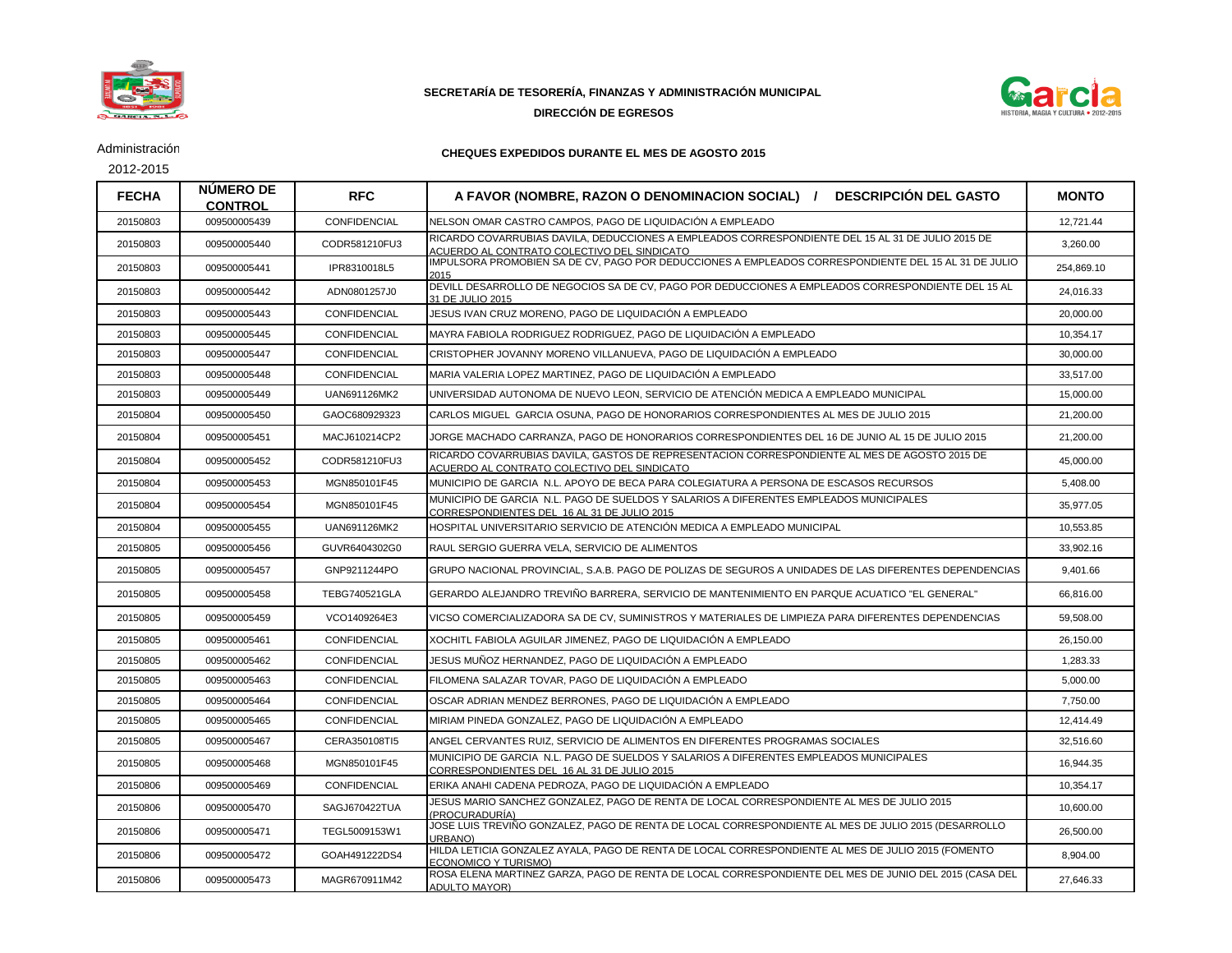**SECRETARÍA DE TESORERÍA, FINANZAS Y ADMINISTRACIÓN MUNICIPAL**

**DIRECCIÓN DE EGRESOS**

Administración 2012-2015

**CHEQUES EXPEDIDOS DURANTE EL MES DE AGOSTO 2015**

| FECHA | NÚMERO DE CONTROL | RFC | A FAVOR (NOMBRE, RAZON O DENOMINACION SOCIAL) / DESCRIPCIÓN DEL GASTO | MONTO |
|---|---|---|---|---|
| 20150803 | 009500005439 | CONFIDENCIAL | NELSON OMAR CASTRO CAMPOS, PAGO DE LIQUIDACIÓN A EMPLEADO | 12,721.44 |
| 20150803 | 009500005440 | CODR581210FU3 | RICARDO COVARRUBIAS DAVILA, DEDUCCIONES A EMPLEADOS CORRESPONDIENTE DEL 15 AL 31 DE JULIO 2015 DE ACUERDO AL CONTRATO COLECTIVO DEL SINDICATO | 3,260.00 |
| 20150803 | 009500005441 | IPR8310018L5 | IMPULSORA PROMOBIEN SA DE CV, PAGO POR DEDUCCIONES A EMPLEADOS CORRESPONDIENTE DEL 15 AL 31 DE JULIO 2015 | 254,869.10 |
| 20150803 | 009500005442 | ADN0801257J0 | DEVILL DESARROLLO DE NEGOCIOS SA DE CV, PAGO POR DEDUCCIONES A EMPLEADOS CORRESPONDIENTE DEL 15 AL 31 DE JULIO 2015 | 24,016.33 |
| 20150803 | 009500005443 | CONFIDENCIAL | JESUS IVAN CRUZ MORENO, PAGO DE LIQUIDACIÓN A EMPLEADO | 20,000.00 |
| 20150803 | 009500005445 | CONFIDENCIAL | MAYRA FABIOLA RODRIGUEZ RODRIGUEZ, PAGO DE LIQUIDACIÓN A EMPLEADO | 10,354.17 |
| 20150803 | 009500005447 | CONFIDENCIAL | CRISTOPHER JOVANNY MORENO VILLANUEVA, PAGO DE LIQUIDACIÓN A EMPLEADO | 30,000.00 |
| 20150803 | 009500005448 | CONFIDENCIAL | MARIA VALERIA LOPEZ MARTINEZ, PAGO DE LIQUIDACIÓN A EMPLEADO | 33,517.00 |
| 20150803 | 009500005449 | UAN691126MK2 | UNIVERSIDAD AUTONOMA DE NUEVO LEON, SERVICIO DE ATENCIÓN MEDICA A EMPLEADO MUNICIPAL | 15,000.00 |
| 20150804 | 009500005450 | GAOC680929323 | CARLOS MIGUEL GARCIA OSUNA, PAGO DE HONORARIOS CORRESPONDIENTES AL MES DE JULIO 2015 | 21,200.00 |
| 20150804 | 009500005451 | MACJ610214CP2 | JORGE MACHADO CARRANZA, PAGO DE HONORARIOS CORRESPONDIENTES DEL 16 DE JUNIO AL 15 DE JULIO 2015 | 21,200.00 |
| 20150804 | 009500005452 | CODR581210FU3 | RICARDO COVARRUBIAS DAVILA, GASTOS DE REPRESENTACION CORRESPONDIENTE AL MES DE AGOSTO 2015 DE ACUERDO AL CONTRATO COLECTIVO DEL SINDICATO | 45,000.00 |
| 20150804 | 009500005453 | MGN850101F45 | MUNICIPIO DE GARCIA N.L. APOYO DE BECA PARA COLEGIATURA A PERSONA DE ESCASOS RECURSOS | 5,408.00 |
| 20150804 | 009500005454 | MGN850101F45 | MUNICIPIO DE GARCIA N.L. PAGO DE SUELDOS Y SALARIOS A DIFERENTES EMPLEADOS MUNICIPALES CORRESPONDIENTES DEL 16 AL 31 DE JULIO 2015 | 35,977.05 |
| 20150804 | 009500005455 | UAN691126MK2 | HOSPITAL UNIVERSITARIO SERVICIO DE ATENCIÓN MEDICA A EMPLEADO MUNICIPAL | 10,553.85 |
| 20150805 | 009500005456 | GUVR6404302G0 | RAUL SERGIO GUERRA VELA, SERVICIO DE ALIMENTOS | 33,902.16 |
| 20150805 | 009500005457 | GNP9211244PO | GRUPO NACIONAL PROVINCIAL, S.A.B. PAGO DE POLIZAS DE SEGUROS A UNIDADES DE LAS DIFERENTES DEPENDENCIAS | 9,401.66 |
| 20150805 | 009500005458 | TEBG740521GLA | GERARDO ALEJANDRO TREVIÑO BARRERA, SERVICIO DE MANTENIMIENTO EN PARQUE ACUATICO "EL GENERAL" | 66,816.00 |
| 20150805 | 009500005459 | VCO1409264E3 | VICSO COMERCIALIZADORA SA DE CV, SUMINISTROS Y MATERIALES DE LIMPIEZA PARA DIFERENTES DEPENDENCIAS | 59,508.00 |
| 20150805 | 009500005461 | CONFIDENCIAL | XOCHITL FABIOLA AGUILAR JIMENEZ, PAGO DE LIQUIDACIÓN A EMPLEADO | 26,150.00 |
| 20150805 | 009500005462 | CONFIDENCIAL | JESUS MUÑOZ HERNANDEZ, PAGO DE LIQUIDACIÓN A EMPLEADO | 1,283.33 |
| 20150805 | 009500005463 | CONFIDENCIAL | FILOMENA SALAZAR TOVAR, PAGO DE LIQUIDACIÓN A EMPLEADO | 5,000.00 |
| 20150805 | 009500005464 | CONFIDENCIAL | OSCAR ADRIAN MENDEZ BERRONES, PAGO DE LIQUIDACIÓN A EMPLEADO | 7,750.00 |
| 20150805 | 009500005465 | CONFIDENCIAL | MIRIAM PINEDA GONZALEZ, PAGO DE LIQUIDACIÓN A EMPLEADO | 12,414.49 |
| 20150805 | 009500005467 | CERA350108TI5 | ANGEL CERVANTES RUIZ, SERVICIO DE ALIMENTOS EN DIFERENTES PROGRAMAS SOCIALES | 32,516.60 |
| 20150805 | 009500005468 | MGN850101F45 | MUNICIPIO DE GARCIA N.L. PAGO DE SUELDOS Y SALARIOS A DIFERENTES EMPLEADOS MUNICIPALES CORRESPONDIENTES DEL 16 AL 31 DE JULIO 2015 | 16,944.35 |
| 20150806 | 009500005469 | CONFIDENCIAL | ERIKA ANAHI CADENA PEDROZA, PAGO DE LIQUIDACIÓN A EMPLEADO | 10,354.17 |
| 20150806 | 009500005470 | SAGJ670422TUA | JESUS MARIO SANCHEZ GONZALEZ, PAGO DE RENTA DE LOCAL CORRESPONDIENTE AL MES DE JULIO 2015 (PROCURADURÍA) | 10,600.00 |
| 20150806 | 009500005471 | TEGL5009153W1 | JOSE LUIS TREVIÑO GONZALEZ, PAGO DE RENTA DE LOCAL CORRESPONDIENTE AL MES DE JULIO 2015 (DESARROLLO URBANO) | 26,500.00 |
| 20150806 | 009500005472 | GOAH491222DS4 | HILDA LETICIA GONZALEZ AYALA, PAGO DE RENTA DE LOCAL CORRESPONDIENTE AL MES DE JULIO 2015 (FOMENTO ECONOMICO Y TURISMO) | 8,904.00 |
| 20150806 | 009500005473 | MAGR670911M42 | ROSA ELENA MARTINEZ GARZA, PAGO DE RENTA DE LOCAL CORRESPONDIENTE DEL MES DE JUNIO DEL 2015 (CASA DEL ADULTO MAYOR) | 27,646.33 |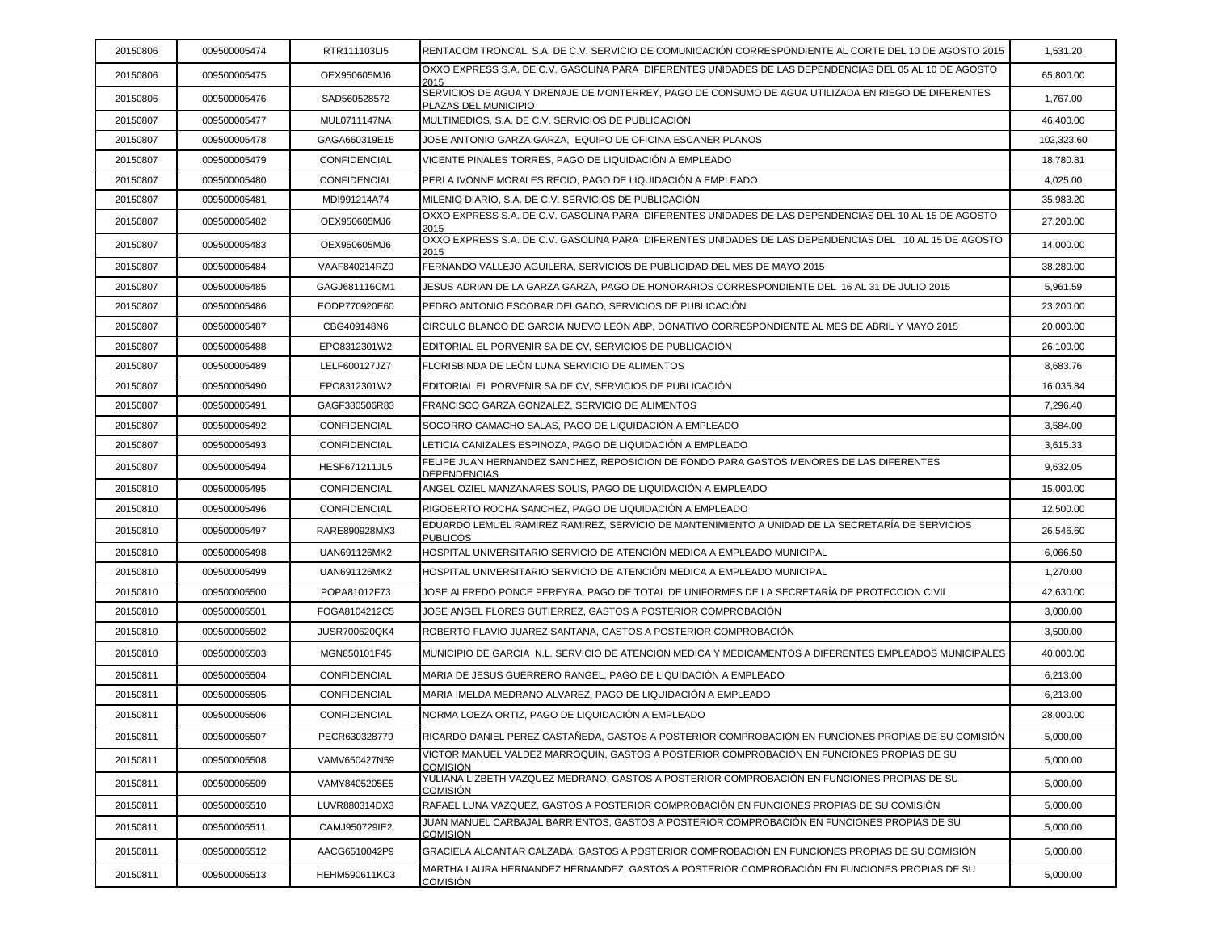| | | | | |
|---|---|---|---|---|
| 20150806 | 009500005474 | RTR111103LI5 | RENTACOM TRONCAL, S.A. DE C.V. SERVICIO DE COMUNICACIÓN CORRESPONDIENTE AL CORTE DEL 10 DE AGOSTO 2015 | 1,531.20 |
| 20150806 | 009500005475 | OEX950605MJ6 | OXXO EXPRESS S.A. DE C.V. GASOLINA PARA DIFERENTES UNIDADES DE LAS DEPENDENCIAS DEL 05 AL 10 DE AGOSTO 2015 | 65,800.00 |
| 20150806 | 009500005476 | SAD560528572 | SERVICIOS DE AGUA Y DRENAJE DE MONTERREY, PAGO DE CONSUMO DE AGUA UTILIZADA EN RIEGO DE DIFERENTES PLAZAS DEL MUNICIPIO | 1,767.00 |
| 20150807 | 009500005477 | MUL0711147NA | MULTIMEDIOS, S.A. DE C.V. SERVICIOS DE PUBLICACIÓN | 46,400.00 |
| 20150807 | 009500005478 | GAGA660319E15 | JOSE ANTONIO GARZA GARZA, EQUIPO DE OFICINA ESCANER PLANOS | 102,323.60 |
| 20150807 | 009500005479 | CONFIDENCIAL | VICENTE PINALES TORRES, PAGO DE LIQUIDACIÓN A EMPLEADO | 18,780.81 |
| 20150807 | 009500005480 | CONFIDENCIAL | PERLA IVONNE MORALES RECIO, PAGO DE LIQUIDACIÓN A EMPLEADO | 4,025.00 |
| 20150807 | 009500005481 | MDI991214A74 | MILENIO DIARIO, S.A. DE C.V. SERVICIOS DE PUBLICACIÓN | 35,983.20 |
| 20150807 | 009500005482 | OEX950605MJ6 | OXXO EXPRESS S.A. DE C.V. GASOLINA PARA DIFERENTES UNIDADES DE LAS DEPENDENCIAS DEL 10 AL 15 DE AGOSTO 2015 | 27,200.00 |
| 20150807 | 009500005483 | OEX950605MJ6 | OXXO EXPRESS S.A. DE C.V. GASOLINA PARA DIFERENTES UNIDADES DE LAS DEPENDENCIAS DEL 10 AL 15 DE AGOSTO 2015 | 14,000.00 |
| 20150807 | 009500005484 | VAAF840214RZ0 | FERNANDO VALLEJO AGUILERA, SERVICIOS DE PUBLICIDAD DEL MES DE MAYO 2015 | 38,280.00 |
| 20150807 | 009500005485 | GAGJ681116CM1 | JESUS ADRIAN DE LA GARZA GARZA, PAGO DE HONORARIOS CORRESPONDIENTE DEL 16 AL 31 DE JULIO 2015 | 5,961.59 |
| 20150807 | 009500005486 | EODP770920E60 | PEDRO ANTONIO ESCOBAR DELGADO, SERVICIOS DE PUBLICACIÓN | 23,200.00 |
| 20150807 | 009500005487 | CBG409148N6 | CIRCULO BLANCO DE GARCIA NUEVO LEON ABP, DONATIVO CORRESPONDIENTE AL MES DE ABRIL Y MAYO 2015 | 20,000.00 |
| 20150807 | 009500005488 | EPO8312301W2 | EDITORIAL EL PORVENIR SA DE CV, SERVICIOS DE PUBLICACIÓN | 26,100.00 |
| 20150807 | 009500005489 | LELF600127JZ7 | FLORISBINDA DE LEÓN LUNA SERVICIO DE ALIMENTOS | 8,683.76 |
| 20150807 | 009500005490 | EPO8312301W2 | EDITORIAL EL PORVENIR SA DE CV, SERVICIOS DE PUBLICACIÓN | 16,035.84 |
| 20150807 | 009500005491 | GAGF380506R83 | FRANCISCO GARZA GONZALEZ, SERVICIO DE ALIMENTOS | 7,296.40 |
| 20150807 | 009500005492 | CONFIDENCIAL | SOCORRO CAMACHO SALAS, PAGO DE LIQUIDACIÓN A EMPLEADO | 3,584.00 |
| 20150807 | 009500005493 | CONFIDENCIAL | LETICIA CANIZALES ESPINOZA, PAGO DE LIQUIDACIÓN A EMPLEADO | 3,615.33 |
| 20150807 | 009500005494 | HESF671211JL5 | FELIPE JUAN HERNANDEZ SANCHEZ, REPOSICION DE FONDO PARA GASTOS MENORES DE LAS DIFERENTES DEPENDENCIAS | 9,632.05 |
| 20150810 | 009500005495 | CONFIDENCIAL | ANGEL OZIEL MANZANARES SOLIS, PAGO DE LIQUIDACIÓN A EMPLEADO | 15,000.00 |
| 20150810 | 009500005496 | CONFIDENCIAL | RIGOBERTO ROCHA SANCHEZ, PAGO DE LIQUIDACIÓN A EMPLEADO | 12,500.00 |
| 20150810 | 009500005497 | RARE890928MX3 | EDUARDO LEMUEL RAMIREZ RAMIREZ, SERVICIO DE MANTENIMIENTO A UNIDAD DE LA SECRETARÍA DE SERVICIOS PUBLICOS | 26,546.60 |
| 20150810 | 009500005498 | UAN691126MK2 | HOSPITAL UNIVERSITARIO SERVICIO DE ATENCIÓN MEDICA A EMPLEADO MUNICIPAL | 6,066.50 |
| 20150810 | 009500005499 | UAN691126MK2 | HOSPITAL UNIVERSITARIO SERVICIO DE ATENCIÓN MEDICA A EMPLEADO MUNICIPAL | 1,270.00 |
| 20150810 | 009500005500 | POPA81012F73 | JOSE ALFREDO PONCE PEREYRA, PAGO DE TOTAL DE UNIFORMES DE LA SECRETARÍA DE PROTECCION CIVIL | 42,630.00 |
| 20150810 | 009500005501 | FOGA8104212C5 | JOSE ANGEL FLORES GUTIERREZ, GASTOS A POSTERIOR COMPROBACIÓN | 3,000.00 |
| 20150810 | 009500005502 | JUSR700620QK4 | ROBERTO FLAVIO JUAREZ SANTANA, GASTOS A POSTERIOR COMPROBACIÓN | 3,500.00 |
| 20150810 | 009500005503 | MGN850101F45 | MUNICIPIO DE GARCIA N.L. SERVICIO DE ATENCION MEDICA Y MEDICAMENTOS A DIFERENTES EMPLEADOS MUNICIPALES | 40,000.00 |
| 20150811 | 009500005504 | CONFIDENCIAL | MARIA DE JESUS GUERRERO RANGEL, PAGO DE LIQUIDACIÓN A EMPLEADO | 6,213.00 |
| 20150811 | 009500005505 | CONFIDENCIAL | MARIA IMELDA MEDRANO ALVAREZ, PAGO DE LIQUIDACIÓN A EMPLEADO | 6,213.00 |
| 20150811 | 009500005506 | CONFIDENCIAL | NORMA LOEZA ORTIZ, PAGO DE LIQUIDACIÓN A EMPLEADO | 28,000.00 |
| 20150811 | 009500005507 | PECR630328779 | RICARDO DANIEL PEREZ CASTAÑEDA, GASTOS A POSTERIOR COMPROBACIÓN EN FUNCIONES PROPIAS DE SU COMISIÓN | 5,000.00 |
| 20150811 | 009500005508 | VAMV650427N59 | VICTOR MANUEL VALDEZ MARROQUIN, GASTOS A POSTERIOR COMPROBACIÓN EN FUNCIONES PROPIAS DE SU COMISIÓN | 5,000.00 |
| 20150811 | 009500005509 | VAMY8405205E5 | YULIANA LIZBETH VAZQUEZ MEDRANO, GASTOS A POSTERIOR COMPROBACIÓN EN FUNCIONES PROPIAS DE SU COMISIÓN | 5,000.00 |
| 20150811 | 009500005510 | LUVR880314DX3 | RAFAEL LUNA VAZQUEZ, GASTOS A POSTERIOR COMPROBACIÓN EN FUNCIONES PROPIAS DE SU COMISIÓN | 5,000.00 |
| 20150811 | 009500005511 | CAMJ950729IE2 | JUAN MANUEL CARBAJAL BARRIENTOS, GASTOS A POSTERIOR COMPROBACIÓN EN FUNCIONES PROPIAS DE SU COMISIÓN | 5,000.00 |
| 20150811 | 009500005512 | AACG6510042P9 | GRACIELA ALCANTAR CALZADA, GASTOS A POSTERIOR COMPROBACIÓN EN FUNCIONES PROPIAS DE SU COMISIÓN | 5,000.00 |
| 20150811 | 009500005513 | HEHM590611KC3 | MARTHA LAURA HERNANDEZ HERNANDEZ, GASTOS A POSTERIOR COMPROBACIÓN EN FUNCIONES PROPIAS DE SU COMISIÓN | 5,000.00 |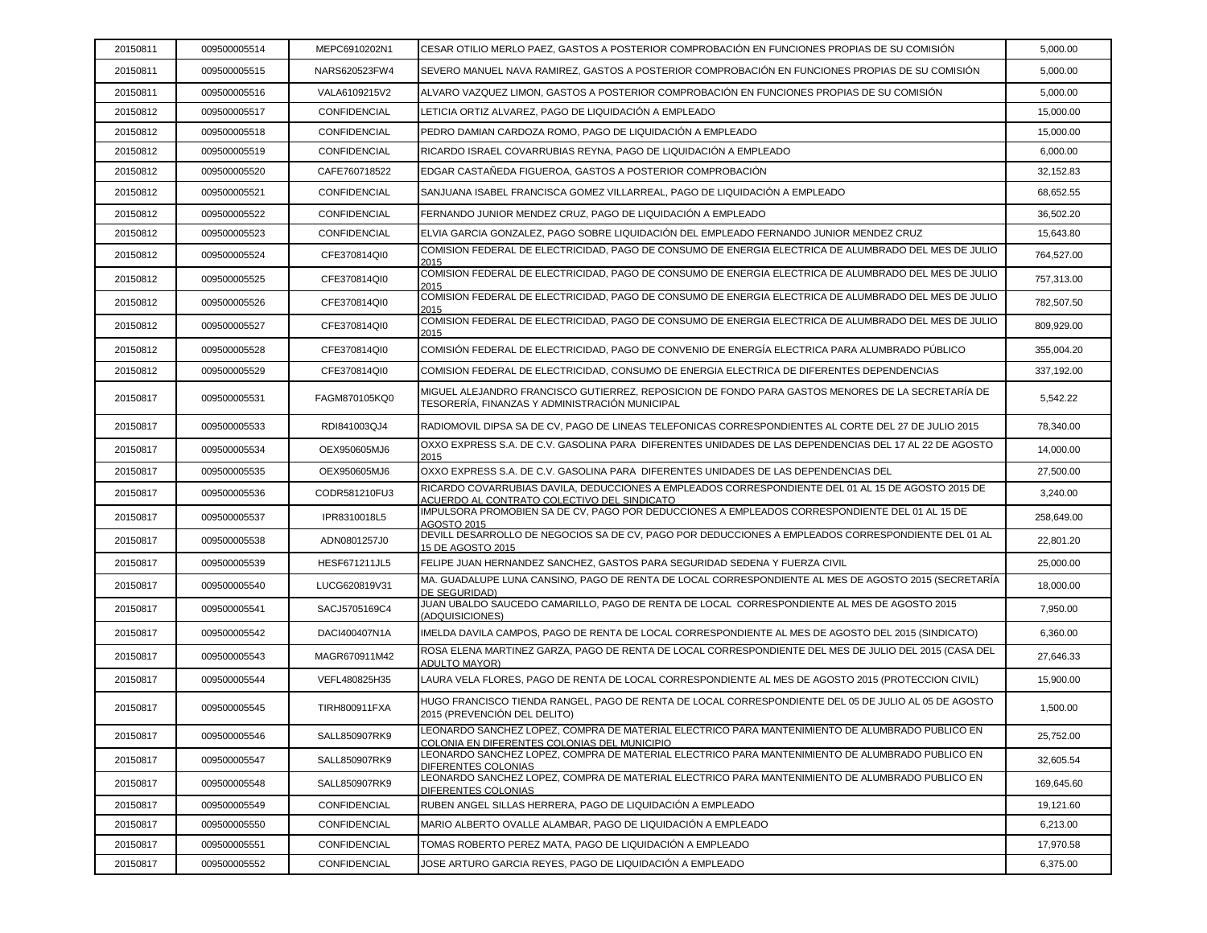| 20150811 | 009500005514 | MEPC6910202N1 | CESAR OTILIO MERLO PAEZ, GASTOS A POSTERIOR COMPROBACIÓN EN FUNCIONES PROPIAS DE SU COMISIÓN | 5,000.00 |
|---|---|---|---|---|
| 20150811 | 009500005515 | NARS620523FW4 | SEVERO MANUEL NAVA RAMIREZ, GASTOS A POSTERIOR COMPROBACIÓN EN FUNCIONES PROPIAS DE SU COMISIÓN | 5,000.00 |
| 20150811 | 009500005516 | VALA6109215V2 | ALVARO VAZQUEZ LIMON, GASTOS A POSTERIOR COMPROBACIÓN EN FUNCIONES PROPIAS DE SU COMISIÓN | 5,000.00 |
| 20150812 | 009500005517 | CONFIDENCIAL | LETICIA ORTIZ ALVAREZ, PAGO DE LIQUIDACIÓN A EMPLEADO | 15,000.00 |
| 20150812 | 009500005518 | CONFIDENCIAL | PEDRO DAMIAN CARDOZA ROMO, PAGO DE LIQUIDACIÓN A EMPLEADO | 15,000.00 |
| 20150812 | 009500005519 | CONFIDENCIAL | RICARDO ISRAEL COVARRUBIAS REYNA, PAGO DE LIQUIDACIÓN A EMPLEADO | 6,000.00 |
| 20150812 | 009500005520 | CAFE760718522 | EDGAR CASTAÑEDA FIGUEROA, GASTOS A POSTERIOR COMPROBACIÓN | 32,152.83 |
| 20150812 | 009500005521 | CONFIDENCIAL | SANJUANA ISABEL FRANCISCA GOMEZ VILLARREAL, PAGO DE LIQUIDACIÓN A EMPLEADO | 68,652.55 |
| 20150812 | 009500005522 | CONFIDENCIAL | FERNANDO JUNIOR MENDEZ CRUZ, PAGO DE LIQUIDACIÓN A EMPLEADO | 36,502.20 |
| 20150812 | 009500005523 | CONFIDENCIAL | ELVIA GARCIA GONZALEZ, PAGO SOBRE LIQUIDACIÓN DEL EMPLEADO FERNANDO JUNIOR MENDEZ CRUZ | 15,643.80 |
| 20150812 | 009500005524 | CFE370814QI0 | COMISION FEDERAL DE ELECTRICIDAD, PAGO DE CONSUMO DE ENERGIA ELECTRICA DE ALUMBRADO DEL MES DE JULIO 2015 | 764,527.00 |
| 20150812 | 009500005525 | CFE370814QI0 | COMISION FEDERAL DE ELECTRICIDAD, PAGO DE CONSUMO DE ENERGIA ELECTRICA DE ALUMBRADO DEL MES DE JULIO 2015 | 757,313.00 |
| 20150812 | 009500005526 | CFE370814QI0 | COMISION FEDERAL DE ELECTRICIDAD, PAGO DE CONSUMO DE ENERGIA ELECTRICA DE ALUMBRADO DEL MES DE JULIO 2015 | 782,507.50 |
| 20150812 | 009500005527 | CFE370814QI0 | COMISION FEDERAL DE ELECTRICIDAD, PAGO DE CONSUMO DE ENERGIA ELECTRICA DE ALUMBRADO DEL MES DE JULIO 2015 | 809,929.00 |
| 20150812 | 009500005528 | CFE370814QI0 | COMISIÓN FEDERAL DE ELECTRICIDAD, PAGO DE CONVENIO DE ENERGÍA ELECTRICA PARA ALUMBRADO PÚBLICO | 355,004.20 |
| 20150812 | 009500005529 | CFE370814QI0 | COMISION FEDERAL DE ELECTRICIDAD, CONSUMO DE ENERGIA ELECTRICA DE DIFERENTES DEPENDENCIAS | 337,192.00 |
| 20150817 | 009500005531 | FAGM870105KQ0 | MIGUEL ALEJANDRO FRANCISCO GUTIERREZ, REPOSICION DE FONDO PARA GASTOS MENORES DE LA SECRETARÍA DE TESORERÍA, FINANZAS Y ADMINISTRACIÓN MUNICIPAL | 5,542.22 |
| 20150817 | 009500005533 | RDI841003QJ4 | RADIOMOVIL DIPSA SA DE CV, PAGO DE LINEAS TELEFONICAS CORRESPONDIENTES AL CORTE DEL 27 DE JULIO 2015 | 78,340.00 |
| 20150817 | 009500005534 | OEX950605MJ6 | OXXO EXPRESS S.A. DE C.V. GASOLINA PARA DIFERENTES UNIDADES DE LAS DEPENDENCIAS DEL 17 AL 22 DE AGOSTO 2015 | 14,000.00 |
| 20150817 | 009500005535 | OEX950605MJ6 | OXXO EXPRESS S.A. DE C.V. GASOLINA PARA DIFERENTES UNIDADES DE LAS DEPENDENCIAS DEL | 27,500.00 |
| 20150817 | 009500005536 | CODR581210FU3 | RICARDO COVARRUBIAS DAVILA, DEDUCCIONES A EMPLEADOS CORRESPONDIENTE DEL 01 AL 15 DE AGOSTO 2015 DE ACUERDO AL CONTRATO COLECTIVO DEL SINDICATO | 3,240.00 |
| 20150817 | 009500005537 | IPR8310018L5 | IMPULSORA PROMOBIEN SA DE CV, PAGO POR DEDUCCIONES A EMPLEADOS CORRESPONDIENTE DEL 01 AL 15 DE AGOSTO 2015 | 258,649.00 |
| 20150817 | 009500005538 | ADN0801257J0 | DEVILL DESARROLLO DE NEGOCIOS SA DE CV, PAGO POR DEDUCCIONES A EMPLEADOS CORRESPONDIENTE DEL 01 AL 15 DE AGOSTO 2015 | 22,801.20 |
| 20150817 | 009500005539 | HESF671211JL5 | FELIPE JUAN HERNANDEZ SANCHEZ, GASTOS PARA SEGURIDAD SEDENA Y FUERZA CIVIL | 25,000.00 |
| 20150817 | 009500005540 | LUCG620819V31 | MA. GUADALUPE LUNA CANSINO, PAGO DE RENTA DE LOCAL CORRESPONDIENTE AL MES DE AGOSTO 2015 (SECRETARÍA DE SEGURIDAD) | 18,000.00 |
| 20150817 | 009500005541 | SACJ5705169C4 | JUAN UBALDO SAUCEDO CAMARILLO, PAGO DE RENTA DE LOCAL CORRESPONDIENTE AL MES DE AGOSTO 2015 (ADQUISICIONES) | 7,950.00 |
| 20150817 | 009500005542 | DACI400407N1A | IMELDA DAVILA CAMPOS, PAGO DE RENTA DE LOCAL CORRESPONDIENTE AL MES DE AGOSTO DEL 2015 (SINDICATO) | 6,360.00 |
| 20150817 | 009500005543 | MAGR670911M42 | ROSA ELENA MARTINEZ GARZA, PAGO DE RENTA DE LOCAL CORRESPONDIENTE DEL MES DE JULIO DEL 2015 (CASA DEL ADULTO MAYOR) | 27,646.33 |
| 20150817 | 009500005544 | VEFL480825H35 | LAURA VELA FLORES, PAGO DE RENTA DE LOCAL CORRESPONDIENTE AL MES DE AGOSTO 2015 (PROTECCION CIVIL) | 15,900.00 |
| 20150817 | 009500005545 | TIRH800911FXA | HUGO FRANCISCO TIENDA RANGEL, PAGO DE RENTA DE LOCAL CORRESPONDIENTE DEL 05 DE JULIO AL 05 DE AGOSTO 2015 (PREVENCIÓN DEL DELITO) | 1,500.00 |
| 20150817 | 009500005546 | SALL850907RK9 | LEONARDO SANCHEZ LOPEZ, COMPRA DE MATERIAL ELECTRICO PARA MANTENIMIENTO DE ALUMBRADO PUBLICO EN COLONIA EN DIFERENTES COLONIAS DEL MUNICIPIO | 25,752.00 |
| 20150817 | 009500005547 | SALL850907RK9 | LEONARDO SANCHEZ LOPEZ, COMPRA DE MATERIAL ELECTRICO PARA MANTENIMIENTO DE ALUMBRADO PUBLICO EN DIFERENTES COLONIAS | 32,605.54 |
| 20150817 | 009500005548 | SALL850907RK9 | LEONARDO SANCHEZ LOPEZ, COMPRA DE MATERIAL ELECTRICO PARA MANTENIMIENTO DE ALUMBRADO PUBLICO EN DIFERENTES COLONIAS | 169,645.60 |
| 20150817 | 009500005549 | CONFIDENCIAL | RUBEN ANGEL SILLAS HERRERA, PAGO DE LIQUIDACIÓN A EMPLEADO | 19,121.60 |
| 20150817 | 009500005550 | CONFIDENCIAL | MARIO ALBERTO OVALLE ALAMBAR, PAGO DE LIQUIDACIÓN A EMPLEADO | 6,213.00 |
| 20150817 | 009500005551 | CONFIDENCIAL | TOMAS ROBERTO PEREZ MATA, PAGO DE LIQUIDACIÓN A EMPLEADO | 17,970.58 |
| 20150817 | 009500005552 | CONFIDENCIAL | JOSE ARTURO GARCIA REYES, PAGO DE LIQUIDACIÓN A EMPLEADO | 6,375.00 |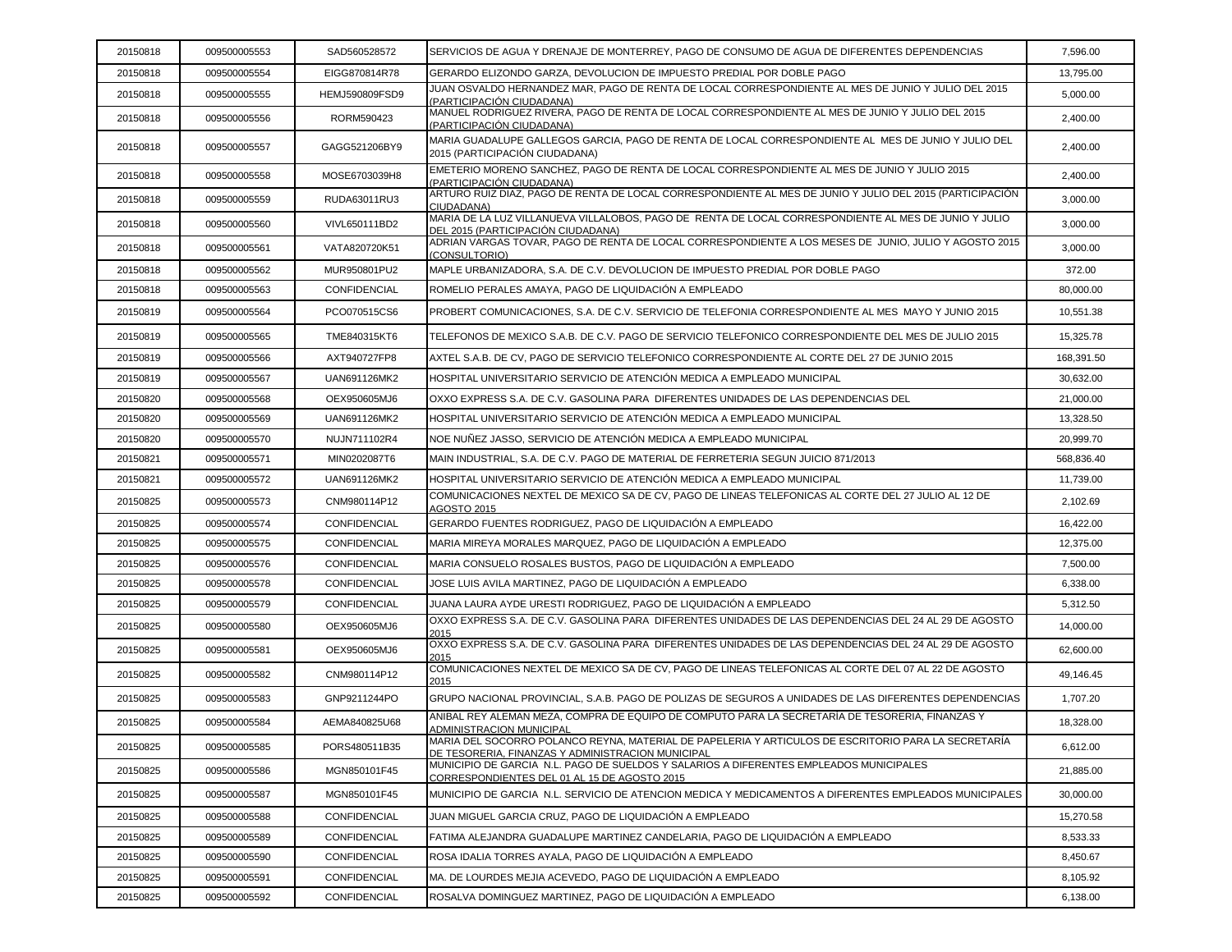| | | | | |
|---|---|---|---|---|
| 20150818 | 009500005553 | SAD560528572 | SERVICIOS DE AGUA Y DRENAJE DE MONTERREY, PAGO DE CONSUMO DE AGUA DE DIFERENTES DEPENDENCIAS | 7,596.00 |
| 20150818 | 009500005554 | EIGG870814R78 | GERARDO ELIZONDO GARZA, DEVOLUCION DE IMPUESTO PREDIAL POR DOBLE PAGO | 13,795.00 |
| 20150818 | 009500005555 | HEMJ590809FSD9 | JUAN OSVALDO HERNANDEZ MAR, PAGO DE RENTA DE LOCAL CORRESPONDIENTE AL MES DE JUNIO Y JULIO DEL 2015 (PARTICIPACIÓN CIUDADANA) | 5,000.00 |
| 20150818 | 009500005556 | RORM590423 | MANUEL RODRIGUEZ RIVERA, PAGO DE RENTA DE LOCAL CORRESPONDIENTE AL MES DE JUNIO Y JULIO DEL 2015 (PARTICIPACIÓN CIUDADANA) | 2,400.00 |
| 20150818 | 009500005557 | GAGG521206BY9 | MARIA GUADALUPE GALLEGOS GARCIA, PAGO DE RENTA DE LOCAL CORRESPONDIENTE AL MES DE JUNIO Y JULIO DEL 2015 (PARTICIPACIÓN CIUDADANA) | 2,400.00 |
| 20150818 | 009500005558 | MOSE6703039H8 | EMETERIO MORENO SANCHEZ, PAGO DE RENTA DE LOCAL CORRESPONDIENTE AL MES DE JUNIO Y JULIO 2015 (PARTICIPACIÓN CIUDADANA) | 2,400.00 |
| 20150818 | 009500005559 | RUDA63011RU3 | ARTURO RUIZ DIAZ, PAGO DE RENTA DE LOCAL CORRESPONDIENTE AL MES DE JUNIO Y JULIO DEL 2015 (PARTICIPACIÓN CIUDADANA) | 3,000.00 |
| 20150818 | 009500005560 | VIVL650111BD2 | MARIA DE LA LUZ VILLANUEVA VILLALOBOS, PAGO DE RENTA DE LOCAL CORRESPONDIENTE AL MES DE JUNIO Y JULIO DEL 2015 (PARTICIPACIÓN CIUDADANA) | 3,000.00 |
| 20150818 | 009500005561 | VATA820720K51 | ADRIAN VARGAS TOVAR, PAGO DE RENTA DE LOCAL CORRESPONDIENTE A LOS MESES DE JUNIO, JULIO Y AGOSTO 2015 (CONSULTORIO) | 3,000.00 |
| 20150818 | 009500005562 | MUR950801PU2 | MAPLE URBANIZADORA, S.A. DE C.V. DEVOLUCION DE IMPUESTO PREDIAL POR DOBLE PAGO | 372.00 |
| 20150818 | 009500005563 | CONFIDENCIAL | ROMELIO PERALES AMAYA, PAGO DE LIQUIDACIÓN A EMPLEADO | 80,000.00 |
| 20150819 | 009500005564 | PCO070515CS6 | PROBERT COMUNICACIONES, S.A. DE C.V. SERVICIO DE TELEFONIA CORRESPONDIENTE AL MES MAYO Y JUNIO 2015 | 10,551.38 |
| 20150819 | 009500005565 | TME840315KT6 | TELEFONOS DE MEXICO S.A.B. DE C.V. PAGO DE SERVICIO TELEFONICO CORRESPONDIENTE DEL MES DE JULIO 2015 | 15,325.78 |
| 20150819 | 009500005566 | AXT940727FP8 | AXTEL S.A.B. DE CV, PAGO DE SERVICIO TELEFONICO CORRESPONDIENTE AL CORTE DEL 27 DE JUNIO 2015 | 168,391.50 |
| 20150819 | 009500005567 | UAN691126MK2 | HOSPITAL UNIVERSITARIO SERVICIO DE ATENCIÓN MEDICA A EMPLEADO MUNICIPAL | 30,632.00 |
| 20150820 | 009500005568 | OEX950605MJ6 | OXXO EXPRESS S.A. DE C.V. GASOLINA PARA DIFERENTES UNIDADES DE LAS DEPENDENCIAS DEL | 21,000.00 |
| 20150820 | 009500005569 | UAN691126MK2 | HOSPITAL UNIVERSITARIO SERVICIO DE ATENCIÓN MEDICA A EMPLEADO MUNICIPAL | 13,328.50 |
| 20150820 | 009500005570 | NUJN711102R4 | NOE NUÑEZ JASSO, SERVICIO DE ATENCIÓN MEDICA A EMPLEADO MUNICIPAL | 20,999.70 |
| 20150821 | 009500005571 | MIN0202087T6 | MAIN INDUSTRIAL, S.A. DE C.V. PAGO DE MATERIAL DE FERRETERIA SEGUN JUICIO 871/2013 | 568,836.40 |
| 20150821 | 009500005572 | UAN691126MK2 | HOSPITAL UNIVERSITARIO SERVICIO DE ATENCIÓN MEDICA A EMPLEADO MUNICIPAL | 11,739.00 |
| 20150825 | 009500005573 | CNM980114P12 | COMUNICACIONES NEXTEL DE MEXICO SA DE CV, PAGO DE LINEAS TELEFONICAS AL CORTE DEL 27 JULIO AL 12 DE AGOSTO 2015 | 2,102.69 |
| 20150825 | 009500005574 | CONFIDENCIAL | GERARDO FUENTES RODRIGUEZ, PAGO DE LIQUIDACIÓN A EMPLEADO | 16,422.00 |
| 20150825 | 009500005575 | CONFIDENCIAL | MARIA MIREYA MORALES MARQUEZ, PAGO DE LIQUIDACIÓN A EMPLEADO | 12,375.00 |
| 20150825 | 009500005576 | CONFIDENCIAL | MARIA CONSUELO ROSALES BUSTOS, PAGO DE LIQUIDACIÓN A EMPLEADO | 7,500.00 |
| 20150825 | 009500005578 | CONFIDENCIAL | JOSE LUIS AVILA MARTINEZ, PAGO DE LIQUIDACIÓN A EMPLEADO | 6,338.00 |
| 20150825 | 009500005579 | CONFIDENCIAL | JUANA LAURA AYDE URESTI RODRIGUEZ, PAGO DE LIQUIDACIÓN A EMPLEADO | 5,312.50 |
| 20150825 | 009500005580 | OEX950605MJ6 | OXXO EXPRESS S.A. DE C.V. GASOLINA PARA DIFERENTES UNIDADES DE LAS DEPENDENCIAS DEL 24 AL 29 DE AGOSTO 2015 | 14,000.00 |
| 20150825 | 009500005581 | OEX950605MJ6 | OXXO EXPRESS S.A. DE C.V. GASOLINA PARA DIFERENTES UNIDADES DE LAS DEPENDENCIAS DEL 24 AL 29 DE AGOSTO 2015 | 62,600.00 |
| 20150825 | 009500005582 | CNM980114P12 | COMUNICACIONES NEXTEL DE MEXICO SA DE CV, PAGO DE LINEAS TELEFONICAS AL CORTE DEL 07 AL 22 DE AGOSTO 2015 | 49,146.45 |
| 20150825 | 009500005583 | GNP9211244PO | GRUPO NACIONAL PROVINCIAL, S.A.B. PAGO DE POLIZAS DE SEGUROS A UNIDADES DE LAS DIFERENTES DEPENDENCIAS | 1,707.20 |
| 20150825 | 009500005584 | AEMA840825U68 | ANIBAL REY ALEMAN MEZA, COMPRA DE EQUIPO DE COMPUTO PARA LA SECRETARÍA DE TESORERIA, FINANZAS Y ADMINISTRACION MUNICIPAL | 18,328.00 |
| 20150825 | 009500005585 | PORS480511B35 | MARIA DEL SOCORRO POLANCO REYNA, MATERIAL DE PAPELERIA Y ARTICULOS DE ESCRITORIO PARA LA SECRETARÍA DE TESORERIA, FINANZAS Y ADMINISTRACION MUNICIPAL | 6,612.00 |
| 20150825 | 009500005586 | MGN850101F45 | MUNICIPIO DE GARCIA N.L. PAGO DE SUELDOS Y SALARIOS A DIFERENTES EMPLEADOS MUNICIPALES CORRESPONDIENTES DEL 01 AL 15 DE AGOSTO 2015 | 21,885.00 |
| 20150825 | 009500005587 | MGN850101F45 | MUNICIPIO DE GARCIA N.L. SERVICIO DE ATENCION MEDICA Y MEDICAMENTOS A DIFERENTES EMPLEADOS MUNICIPALES | 30,000.00 |
| 20150825 | 009500005588 | CONFIDENCIAL | JUAN MIGUEL GARCIA CRUZ, PAGO DE LIQUIDACIÓN A EMPLEADO | 15,270.58 |
| 20150825 | 009500005589 | CONFIDENCIAL | FATIMA ALEJANDRA GUADALUPE MARTINEZ CANDELARIA, PAGO DE LIQUIDACIÓN A EMPLEADO | 8,533.33 |
| 20150825 | 009500005590 | CONFIDENCIAL | ROSA IDALIA TORRES AYALA, PAGO DE LIQUIDACIÓN A EMPLEADO | 8,450.67 |
| 20150825 | 009500005591 | CONFIDENCIAL | MA. DE LOURDES MEJIA ACEVEDO, PAGO DE LIQUIDACIÓN A EMPLEADO | 8,105.92 |
| 20150825 | 009500005592 | CONFIDENCIAL | ROSALVA DOMINGUEZ MARTINEZ, PAGO DE LIQUIDACIÓN A EMPLEADO | 6,138.00 |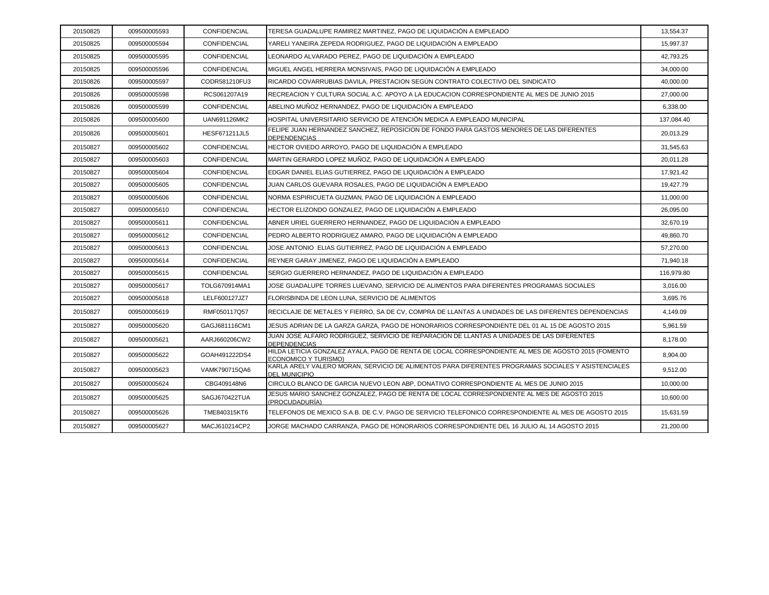| | | | | |
|---|---|---|---|---|
| 20150825 | 009500005593 | CONFIDENCIAL | TERESA GUADALUPE RAMIREZ MARTINEZ, PAGO DE LIQUIDACIÓN A EMPLEADO | 13,554.37 |
| 20150825 | 009500005594 | CONFIDENCIAL | YARELI YANEIRA ZEPEDA RODRIGUEZ, PAGO DE LIQUIDACIÓN A EMPLEADO | 15,997.37 |
| 20150825 | 009500005595 | CONFIDENCIAL | LEONARDO ALVARADO PEREZ, PAGO DE LIQUIDACIÓN A EMPLEADO | 42,793.25 |
| 20150825 | 009500005596 | CONFIDENCIAL | MIGUEL ANGEL HERRERA MONSIVAIS, PAGO DE LIQUIDACIÓN A EMPLEADO | 34,000.00 |
| 20150826 | 009500005597 | CODR581210FU3 | RICARDO COVARRUBIAS DAVILA, PRESTACION SEGÚN CONTRATO COLECTIVO DEL SINDICATO | 40,000.00 |
| 20150826 | 009500005598 | RCS061207A19 | RECREACION Y CULTURA SOCIAL A.C. APOYO A LA EDUCACION CORRESPONDIENTE AL MES DE JUNIO 2015 | 27,000.00 |
| 20150826 | 009500005599 | CONFIDENCIAL | ABELINO MUÑOZ HERNANDEZ, PAGO DE LIQUIDACIÓN A EMPLEADO | 6,338.00 |
| 20150826 | 009500005600 | UAN691126MK2 | HOSPITAL UNIVERSITARIO SERVICIO DE ATENCIÓN MEDICA A EMPLEADO MUNICIPAL | 137,084.40 |
| 20150826 | 009500005601 | HESF671211JL5 | FELIPE JUAN HERNANDEZ SANCHEZ, REPOSICION DE FONDO PARA GASTOS MENORES DE LAS DIFERENTES DEPENDENCIAS | 20,013.29 |
| 20150827 | 009500005602 | CONFIDENCIAL | HECTOR OVIEDO ARROYO, PAGO DE LIQUIDACIÓN A EMPLEADO | 31,545.63 |
| 20150827 | 009500005603 | CONFIDENCIAL | MARTIN GERARDO LOPEZ MUÑOZ, PAGO DE LIQUIDACIÓN A EMPLEADO | 20,011.28 |
| 20150827 | 009500005604 | CONFIDENCIAL | EDGAR DANIEL ELIAS GUTIERREZ, PAGO DE LIQUIDACIÓN A EMPLEADO | 17,921.42 |
| 20150827 | 009500005605 | CONFIDENCIAL | JUAN CARLOS GUEVARA ROSALES, PAGO DE LIQUIDACIÓN A EMPLEADO | 19,427.79 |
| 20150827 | 009500005606 | CONFIDENCIAL | NORMA ESPIRICUETA GUZMAN, PAGO DE LIQUIDACIÓN A EMPLEADO | 11,000.00 |
| 20150827 | 009500005610 | CONFIDENCIAL | HECTOR ELIZONDO GONZALEZ, PAGO DE LIQUIDACIÓN A EMPLEADO | 26,095.00 |
| 20150827 | 009500005611 | CONFIDENCIAL | ABNER URIEL GUERRERO HERNANDEZ, PAGO DE LIQUIDACIÓN A EMPLEADO | 32,670.19 |
| 20150827 | 009500005612 | CONFIDENCIAL | PEDRO ALBERTO RODRIGUEZ AMARO, PAGO DE LIQUIDACIÓN A EMPLEADO | 49,860.70 |
| 20150827 | 009500005613 | CONFIDENCIAL | JOSE ANTONIO ELIAS GUTIERREZ, PAGO DE LIQUIDACIÓN A EMPLEADO | 57,270.00 |
| 20150827 | 009500005614 | CONFIDENCIAL | REYNER GARAY JIMENEZ, PAGO DE LIQUIDACIÓN A EMPLEADO | 71,940.18 |
| 20150827 | 009500005615 | CONFIDENCIAL | SERGIO GUERRERO HERNANDEZ, PAGO DE LIQUIDACIÓN A EMPLEADO | 116,979.80 |
| 20150827 | 009500005617 | TOLG670914MA1 | JOSE GUADALUPE TORRES LUEVANO, SERVICIO DE ALIMENTOS PARA DIFERENTES PROGRAMAS SOCIALES | 3,016.00 |
| 20150827 | 009500005618 | LELF600127JZ7 | FLORISBINDA DE LEON LUNA, SERVICIO DE ALIMENTOS | 3,695.76 |
| 20150827 | 009500005619 | RMF050117Q57 | RECICLAJE DE METALES Y FIERRO, SA DE CV, COMPRA DE LLANTAS A UNIDADES DE LAS DIFERENTES DEPENDENCIAS | 4,149.09 |
| 20150827 | 009500005620 | GAGJ681116CM1 | JESUS ADRIAN DE LA GARZA GARZA, PAGO DE HONORARIOS CORRESPONDIENTE DEL 01 AL 15 DE AGOSTO 2015 | 5,961.59 |
| 20150827 | 009500005621 | AARJ660206CW2 | JUAN JOSE ALFARO RODRIGUEZ, SERVICIO DE REPARACION DE LLANTAS A UNIDADES DE LAS DIFERENTES DEPENDENCIAS | 8,178.00 |
| 20150827 | 009500005622 | GOAH491222DS4 | HILDA LETICIA GONZALEZ AYALA, PAGO DE RENTA DE LOCAL CORRESPONDIENTE AL MES DE AGOSTO 2015 (FOMENTO ECONOMICO Y TURISMO) | 8,904.00 |
| 20150827 | 009500005623 | VAMK790715QA6 | KARLA ARELY VALERO MORAN, SERVICIO DE ALIMENTOS PARA DIFERENTES PROGRAMAS SOCIALES Y ASISTENCIALES DEL MUNICIPIO | 9,512.00 |
| 20150827 | 009500005624 | CBG409148N6 | CIRCULO BLANCO DE GARCIA NUEVO LEON ABP, DONATIVO CORRESPONDIENTE AL MES DE JUNIO 2015 | 10,000.00 |
| 20150827 | 009500005625 | SAGJ670422TUA | JESUS MARIO SANCHEZ GONZALEZ, PAGO DE RENTA DE LOCAL CORRESPONDIENTE AL MES DE AGOSTO 2015 (PROCUDADURÍA) | 10,600.00 |
| 20150827 | 009500005626 | TME840315KT6 | TELEFONOS DE MEXICO S.A.B. DE C.V. PAGO DE SERVICIO TELEFONICO CORRESPONDIENTE AL MES DE AGOSTO 2015 | 15,631.59 |
| 20150827 | 009500005627 | MACJ610214CP2 | JORGE MACHADO CARRANZA, PAGO DE HONORARIOS CORRESPONDIENTE DEL 16 JULIO AL 14 AGOSTO 2015 | 21,200.00 |